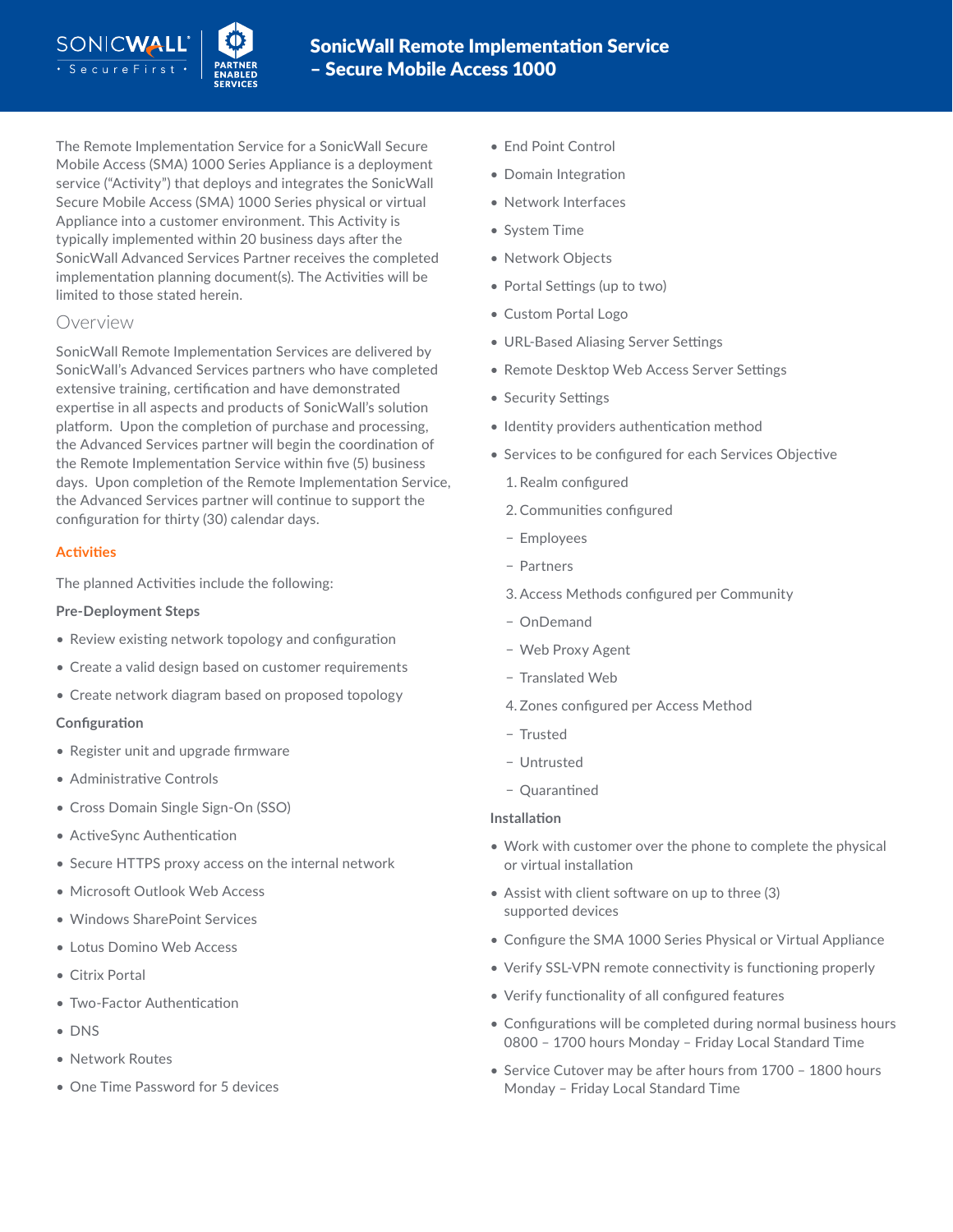# SonicWall Remote Implementation Service – Secure Mobile Access 1000

The Remote Implementation Service for a SonicWall Secure Mobile Access (SMA) 1000 Series Appliance is a deployment service ("Activity") that deploys and integrates the SonicWall Secure Mobile Access (SMA) 1000 Series physical or virtual Appliance into a customer environment. This Activity is typically implemented within 20 business days after the SonicWall Advanced Services Partner receives the completed implementation planning document(s). The Activities will be limited to those stated herein.

## Overview

SonicWall Remote Implementation Services are delivered by SonicWall's Advanced Services partners who have completed extensive training, certification and have demonstrated expertise in all aspects and products of SonicWall's solution platform. Upon the completion of purchase and processing, the Advanced Services partner will begin the coordination of the Remote Implementation Service within five (5) business days. Upon completion of the Remote Implementation Service, the Advanced Services partner will continue to support the configuration for thirty (30) calendar days.

### Activities

The planned Activities include the following:

**Pre-Deployment Steps**

- Review existing network topology and configuration
- Create a valid design based on customer requirements
- Create network diagram based on proposed topology

**Configuration**

- Register unit and upgrade firmware
- Administrative Controls
- Cross Domain Single Sign-On (SSO)
- ActiveSync Authentication
- Secure HTTPS proxy access on the internal network
- Microsoft Outlook Web Access
- Windows SharePoint Services
- Lotus Domino Web Access
- Citrix Portal
- Two-Factor Authentication
- DNS
- Network Routes
- One Time Password for 5 devices
- End Point Control
- Domain Integration
- Network Interfaces
- System Time
- Network Objects
- Portal Settings (up to two)
- Custom Portal Logo
- URL-Based Aliasing Server Settings
- Remote Desktop Web Access Server Settings
- Security Settings
- Identity providers authentication method
- Services to be configured for each Services Objective
  1. Realm configured
  2. Communities configured
     - Employees
     - Partners
  3. Access Methods configured per Community
     - OnDemand
     - Web Proxy Agent
     - Translated Web
  4. Zones configured per Access Method
     - Trusted
     - Untrusted
     - Quarantined

**Installation**

- Work with customer over the phone to complete the physical or virtual installation
- Assist with client software on up to three (3) supported devices
- Configure the SMA 1000 Series Physical or Virtual Appliance
- Verify SSL-VPN remote connectivity is functioning properly
- Verify functionality of all configured features
- Configurations will be completed during normal business hours 0800 – 1700 hours Monday – Friday Local Standard Time
- Service Cutover may be after hours from 1700 – 1800 hours Monday – Friday Local Standard Time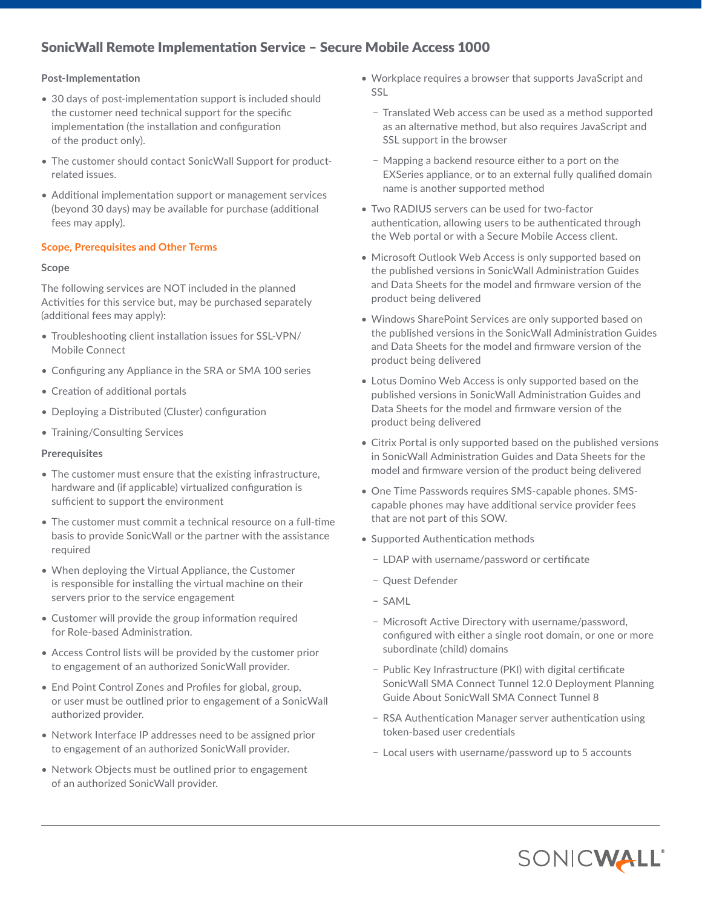## SonicWall Remote Implementation Service – Secure Mobile Access 1000

### Post-Implementation

- 30 days of post-implementation support is included should the customer need technical support for the specific implementation (the installation and configuration of the product only).
- The customer should contact SonicWall Support for product-related issues.
- Additional implementation support or management services (beyond 30 days) may be available for purchase (additional fees may apply).

### Scope, Prerequisites and Other Terms

#### Scope

The following services are NOT included in the planned Activities for this service but, may be purchased separately (additional fees may apply):

- Troubleshooting client installation issues for SSL-VPN/ Mobile Connect
- Configuring any Appliance in the SRA or SMA 100 series
- Creation of additional portals
- Deploying a Distributed (Cluster) configuration
- Training/Consulting Services

#### Prerequisites

- The customer must ensure that the existing infrastructure, hardware and (if applicable) virtualized configuration is sufficient to support the environment
- The customer must commit a technical resource on a full-time basis to provide SonicWall or the partner with the assistance required
- When deploying the Virtual Appliance, the Customer is responsible for installing the virtual machine on their servers prior to the service engagement
- Customer will provide the group information required for Role-based Administration.
- Access Control lists will be provided by the customer prior to engagement of an authorized SonicWall provider.
- End Point Control Zones and Profiles for global, group, or user must be outlined prior to engagement of a SonicWall authorized provider.
- Network Interface IP addresses need to be assigned prior to engagement of an authorized SonicWall provider.
- Network Objects must be outlined prior to engagement of an authorized SonicWall provider.
- Workplace requires a browser that supports JavaScript and SSL
  - Translated Web access can be used as a method supported as an alternative method, but also requires JavaScript and SSL support in the browser
  - Mapping a backend resource either to a port on the EXSeries appliance, or to an external fully qualified domain name is another supported method
- Two RADIUS servers can be used for two-factor authentication, allowing users to be authenticated through the Web portal or with a Secure Mobile Access client.
- Microsoft Outlook Web Access is only supported based on the published versions in SonicWall Administration Guides and Data Sheets for the model and firmware version of the product being delivered
- Windows SharePoint Services are only supported based on the published versions in the SonicWall Administration Guides and Data Sheets for the model and firmware version of the product being delivered
- Lotus Domino Web Access is only supported based on the published versions in SonicWall Administration Guides and Data Sheets for the model and firmware version of the product being delivered
- Citrix Portal is only supported based on the published versions in SonicWall Administration Guides and Data Sheets for the model and firmware version of the product being delivered
- One Time Passwords requires SMS-capable phones. SMS-capable phones may have additional service provider fees that are not part of this SOW.
- Supported Authentication methods
  - LDAP with username/password or certificate
  - Quest Defender
  - SAML
  - Microsoft Active Directory with username/password, configured with either a single root domain, or one or more subordinate (child) domains
  - Public Key Infrastructure (PKI) with digital certificate SonicWall SMA Connect Tunnel 12.0 Deployment Planning Guide About SonicWall SMA Connect Tunnel 8
  - RSA Authentication Manager server authentication using token-based user credentials
  - Local users with username/password up to 5 accounts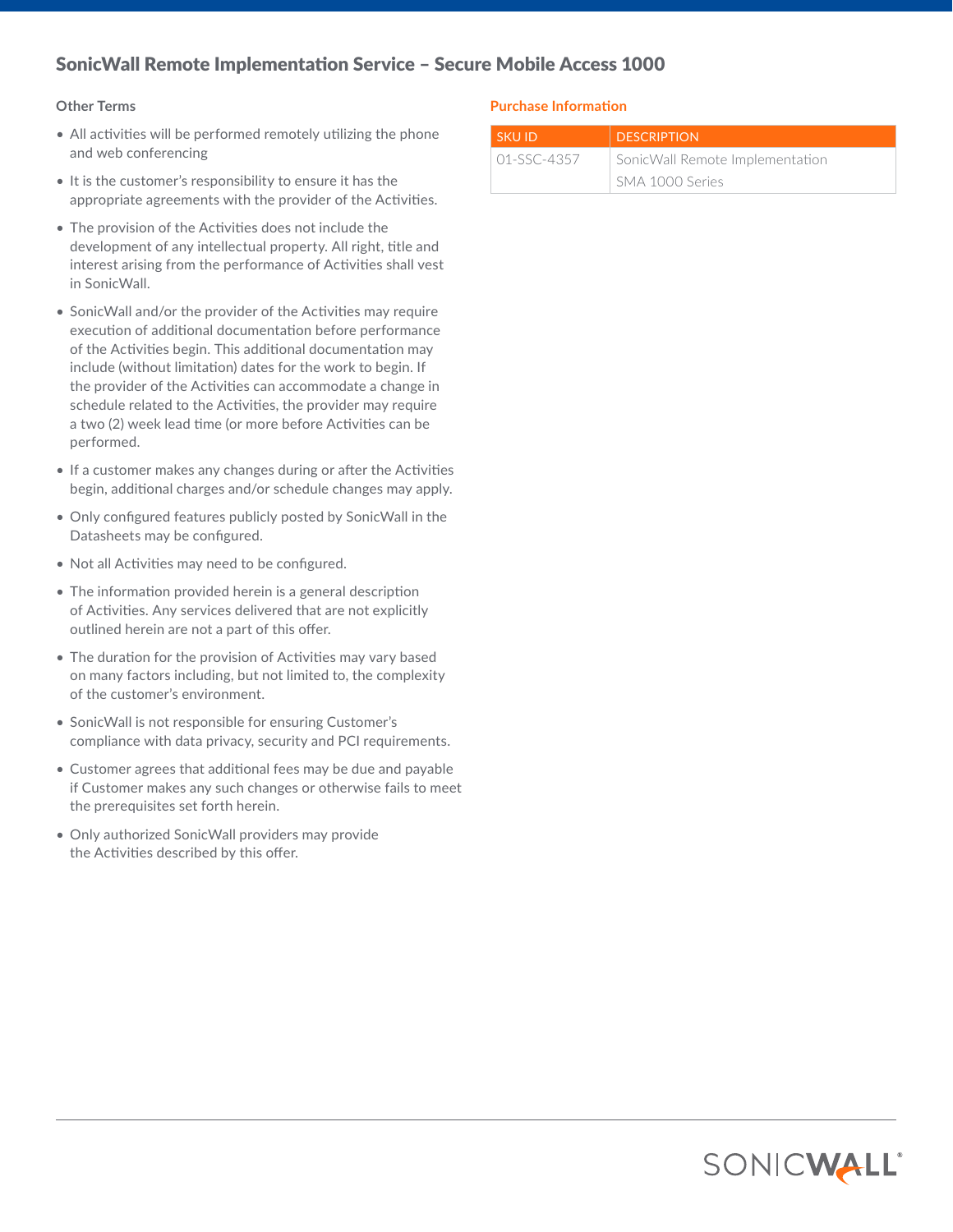# SonicWall Remote Implementation Service – Secure Mobile Access 1000

### Other Terms

- All activities will be performed remotely utilizing the phone and web conferencing
- It is the customer's responsibility to ensure it has the appropriate agreements with the provider of the Activities.
- The provision of the Activities does not include the development of any intellectual property. All right, title and interest arising from the performance of Activities shall vest in SonicWall.
- SonicWall and/or the provider of the Activities may require execution of additional documentation before performance of the Activities begin. This additional documentation may include (without limitation) dates for the work to begin. If the provider of the Activities can accommodate a change in schedule related to the Activities, the provider may require a two (2) week lead time (or more before Activities can be performed.
- If a customer makes any changes during or after the Activities begin, additional charges and/or schedule changes may apply.
- Only configured features publicly posted by SonicWall in the Datasheets may be configured.
- Not all Activities may need to be configured.
- The information provided herein is a general description of Activities. Any services delivered that are not explicitly outlined herein are not a part of this offer.
- The duration for the provision of Activities may vary based on many factors including, but not limited to, the complexity of the customer's environment.
- SonicWall is not responsible for ensuring Customer's compliance with data privacy, security and PCI requirements.
- Customer agrees that additional fees may be due and payable if Customer makes any such changes or otherwise fails to meet the prerequisites set forth herein.
- Only authorized SonicWall providers may provide the Activities described by this offer.

### Purchase Information

| SKU ID | DESCRIPTION |
|---|---|
| 01-SSC-4357 | SonicWall Remote Implementation SMA 1000 Series |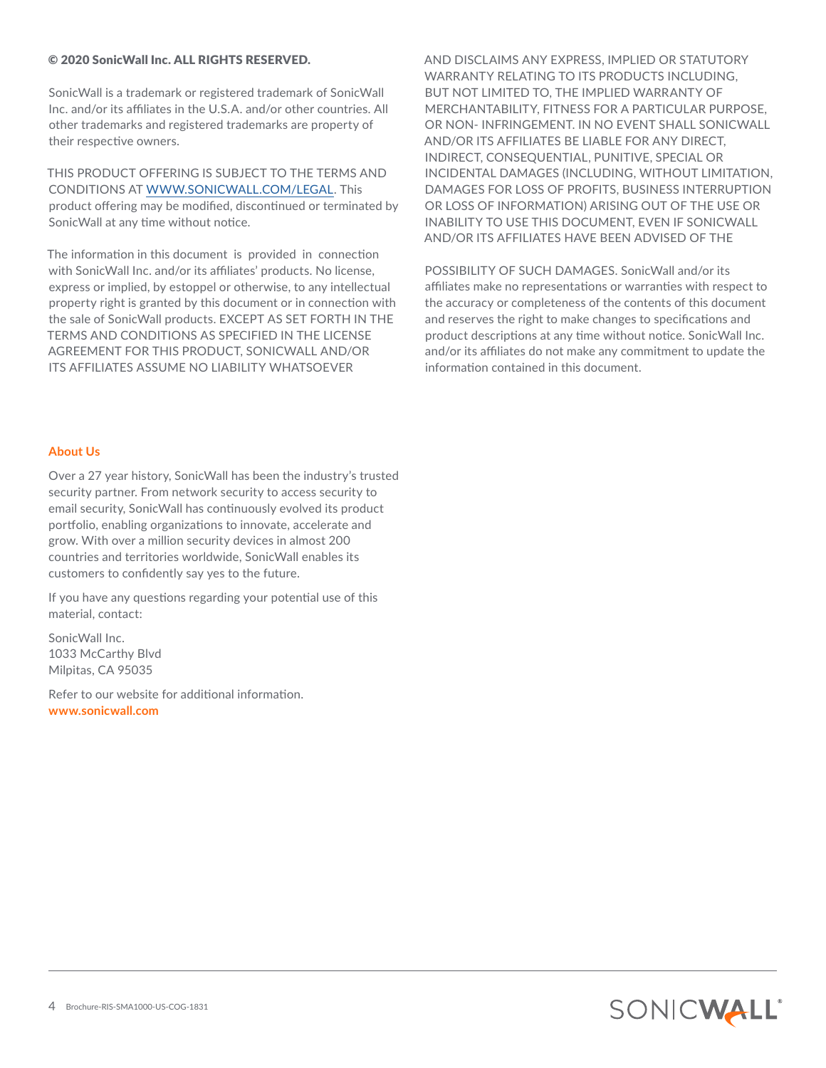**© 2020 SonicWall Inc. ALL RIGHTS RESERVED.**

SonicWall is a trademark or registered trademark of SonicWall Inc. and/or its affiliates in the U.S.A. and/or other countries. All other trademarks and registered trademarks are property of their respective owners.

THIS PRODUCT OFFERING IS SUBJECT TO THE TERMS AND CONDITIONS AT WWW.SONICWALL.COM/LEGAL. This product offering may be modified, discontinued or terminated by SonicWall at any time without notice.

The information in this document is provided in connection with SonicWall Inc. and/or its affiliates' products. No license, express or implied, by estoppel or otherwise, to any intellectual property right is granted by this document or in connection with the sale of SonicWall products. EXCEPT AS SET FORTH IN THE TERMS AND CONDITIONS AS SPECIFIED IN THE LICENSE AGREEMENT FOR THIS PRODUCT, SONICWALL AND/OR ITS AFFILIATES ASSUME NO LIABILITY WHATSOEVER AND DISCLAIMS ANY EXPRESS, IMPLIED OR STATUTORY WARRANTY RELATING TO ITS PRODUCTS INCLUDING, BUT NOT LIMITED TO, THE IMPLIED WARRANTY OF MERCHANTABILITY, FITNESS FOR A PARTICULAR PURPOSE, OR NON- INFRINGEMENT. IN NO EVENT SHALL SONICWALL AND/OR ITS AFFILIATES BE LIABLE FOR ANY DIRECT, INDIRECT, CONSEQUENTIAL, PUNITIVE, SPECIAL OR INCIDENTAL DAMAGES (INCLUDING, WITHOUT LIMITATION, DAMAGES FOR LOSS OF PROFITS, BUSINESS INTERRUPTION OR LOSS OF INFORMATION) ARISING OUT OF THE USE OR INABILITY TO USE THIS DOCUMENT, EVEN IF SONICWALL AND/OR ITS AFFILIATES HAVE BEEN ADVISED OF THE POSSIBILITY OF SUCH DAMAGES. SonicWall and/or its affiliates make no representations or warranties with respect to the accuracy or completeness of the contents of this document and reserves the right to make changes to specifications and product descriptions at any time without notice. SonicWall Inc. and/or its affiliates do not make any commitment to update the information contained in this document.

## About Us

Over a 27 year history, SonicWall has been the industry's trusted security partner. From network security to access security to email security, SonicWall has continuously evolved its product portfolio, enabling organizations to innovate, accelerate and grow. With over a million security devices in almost 200 countries and territories worldwide, SonicWall enables its customers to confidently say yes to the future.

If you have any questions regarding your potential use of this material, contact:

SonicWall Inc.
1033 McCarthy Blvd
Milpitas, CA 95035

Refer to our website for additional information.
**www.sonicwall.com**

Brochure-RIS-SMA1000-US-COG-1831